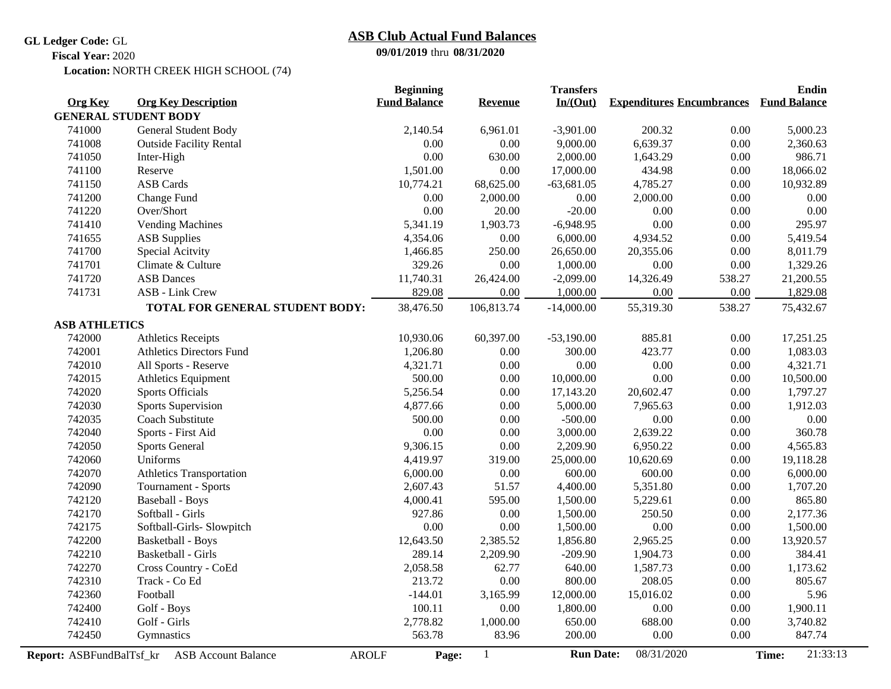**GL Ledger Code:** GL

**Fiscal Year:** 2020

**Location:** NORTH CREEK HIGH SCHOOL (74)

# ASB Club Actual Fund Balances

**09/01/2019** thru **08/31/2020**

| Org Key | Org Key Description | Beginning Fund Balance | Revenue | Transfers In/(Out) | Expenditures | Encumbrances | Endin Fund Balance |
|---|---|---|---|---|---|---|---|
| **GENERAL STUDENT BODY** | | | | | | | |
| 741000 | General Student Body | 2,140.54 | 6,961.01 | -3,901.00 | 200.32 | 0.00 | 5,000.23 |
| 741008 | Outside Facility Rental | 0.00 | 0.00 | 9,000.00 | 6,639.37 | 0.00 | 2,360.63 |
| 741050 | Inter-High | 0.00 | 630.00 | 2,000.00 | 1,643.29 | 0.00 | 986.71 |
| 741100 | Reserve | 1,501.00 | 0.00 | 17,000.00 | 434.98 | 0.00 | 18,066.02 |
| 741150 | ASB Cards | 10,774.21 | 68,625.00 | -63,681.05 | 4,785.27 | 0.00 | 10,932.89 |
| 741200 | Change Fund | 0.00 | 2,000.00 | 0.00 | 2,000.00 | 0.00 | 0.00 |
| 741220 | Over/Short | 0.00 | 20.00 | -20.00 | 0.00 | 0.00 | 0.00 |
| 741410 | Vending Machines | 5,341.19 | 1,903.73 | -6,948.95 | 0.00 | 0.00 | 295.97 |
| 741655 | ASB Supplies | 4,354.06 | 0.00 | 6,000.00 | 4,934.52 | 0.00 | 5,419.54 |
| 741700 | Special Acitvity | 1,466.85 | 250.00 | 26,650.00 | 20,355.06 | 0.00 | 8,011.79 |
| 741701 | Climate & Culture | 329.26 | 0.00 | 1,000.00 | 0.00 | 0.00 | 1,329.26 |
| 741720 | ASB Dances | 11,740.31 | 26,424.00 | -2,099.00 | 14,326.49 | 538.27 | 21,200.55 |
| 741731 | ASB - Link Crew | 829.08 | 0.00 | 1,000.00 | 0.00 | 0.00 | 1,829.08 |
| | **TOTAL FOR GENERAL STUDENT BODY:** | 38,476.50 | 106,813.74 | -14,000.00 | 55,319.30 | 538.27 | 75,432.67 |
| **ASB ATHLETICS** | | | | | | | |
| 742000 | Athletics Receipts | 10,930.06 | 60,397.00 | -53,190.00 | 885.81 | 0.00 | 17,251.25 |
| 742001 | Athletics Directors Fund | 1,206.80 | 0.00 | 300.00 | 423.77 | 0.00 | 1,083.03 |
| 742010 | All Sports - Reserve | 4,321.71 | 0.00 | 0.00 | 0.00 | 0.00 | 4,321.71 |
| 742015 | Athletics Equipment | 500.00 | 0.00 | 10,000.00 | 0.00 | 0.00 | 10,500.00 |
| 742020 | Sports Officials | 5,256.54 | 0.00 | 17,143.20 | 20,602.47 | 0.00 | 1,797.27 |
| 742030 | Sports Supervision | 4,877.66 | 0.00 | 5,000.00 | 7,965.63 | 0.00 | 1,912.03 |
| 742035 | Coach Substitute | 500.00 | 0.00 | -500.00 | 0.00 | 0.00 | 0.00 |
| 742040 | Sports - First Aid | 0.00 | 0.00 | 3,000.00 | 2,639.22 | 0.00 | 360.78 |
| 742050 | Sports General | 9,306.15 | 0.00 | 2,209.90 | 6,950.22 | 0.00 | 4,565.83 |
| 742060 | Uniforms | 4,419.97 | 319.00 | 25,000.00 | 10,620.69 | 0.00 | 19,118.28 |
| 742070 | Athletics Transportation | 6,000.00 | 0.00 | 600.00 | 600.00 | 0.00 | 6,000.00 |
| 742090 | Tournament - Sports | 2,607.43 | 51.57 | 4,400.00 | 5,351.80 | 0.00 | 1,707.20 |
| 742120 | Baseball - Boys | 4,000.41 | 595.00 | 1,500.00 | 5,229.61 | 0.00 | 865.80 |
| 742170 | Softball - Girls | 927.86 | 0.00 | 1,500.00 | 250.50 | 0.00 | 2,177.36 |
| 742175 | Softball-Girls- Slowpitch | 0.00 | 0.00 | 1,500.00 | 0.00 | 0.00 | 1,500.00 |
| 742200 | Basketball - Boys | 12,643.50 | 2,385.52 | 1,856.80 | 2,965.25 | 0.00 | 13,920.57 |
| 742210 | Basketball - Girls | 289.14 | 2,209.90 | -209.90 | 1,904.73 | 0.00 | 384.41 |
| 742270 | Cross Country - CoEd | 2,058.58 | 62.77 | 640.00 | 1,587.73 | 0.00 | 1,173.62 |
| 742310 | Track - Co Ed | 213.72 | 0.00 | 800.00 | 208.05 | 0.00 | 805.67 |
| 742360 | Football | -144.01 | 3,165.99 | 12,000.00 | 15,016.02 | 0.00 | 5.96 |
| 742400 | Golf - Boys | 100.11 | 0.00 | 1,800.00 | 0.00 | 0.00 | 1,900.11 |
| 742410 | Golf - Girls | 2,778.82 | 1,000.00 | 650.00 | 688.00 | 0.00 | 3,740.82 |
| 742450 | Gymnastics | 563.78 | 83.96 | 200.00 | 0.00 | 0.00 | 847.74 |

**Report:** ASBFundBalTsf_kr ASB Account Balance AROLF **Run Date:** 08/31/2020 **Time:** 21:33:13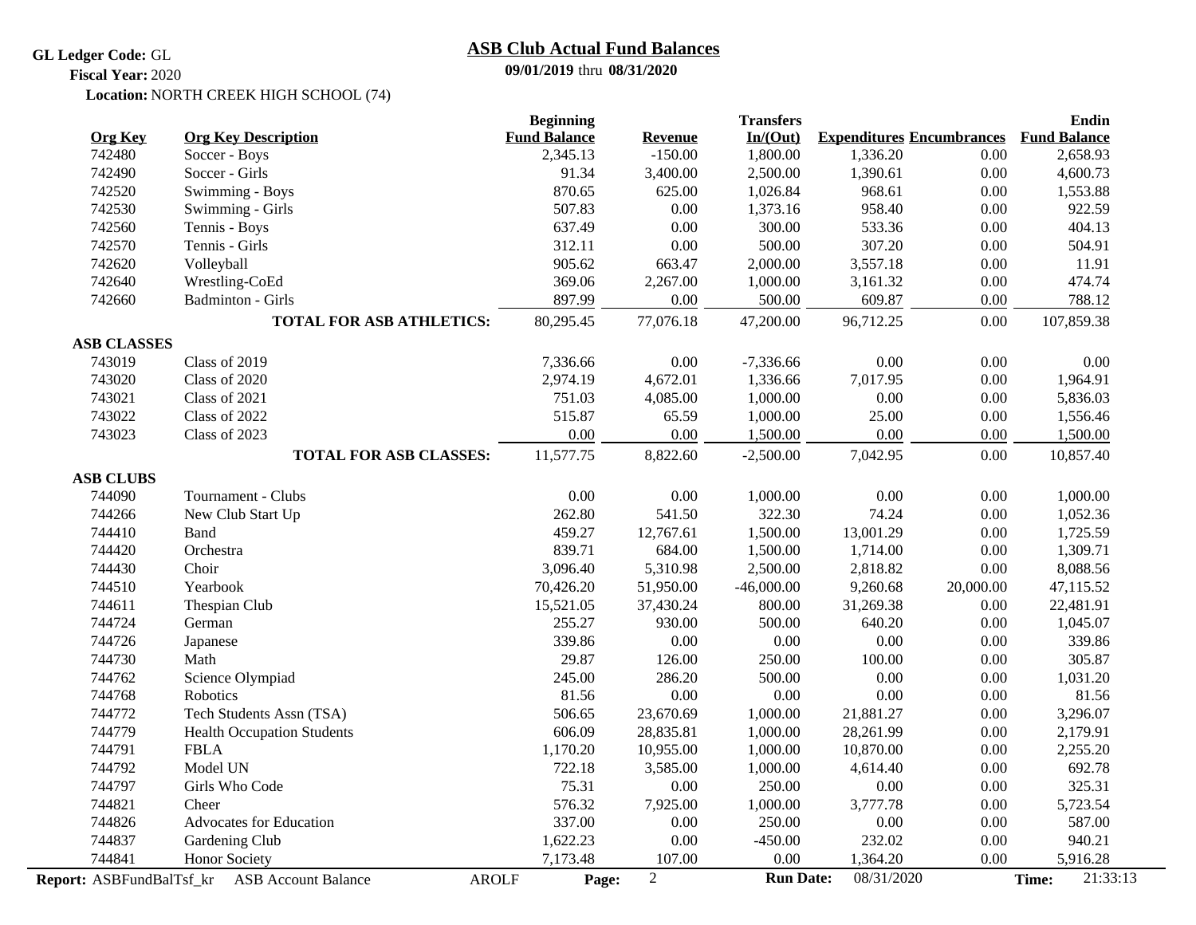GL Ledger Code: GL
Fiscal Year: 2020
Location: NORTH CREEK HIGH SCHOOL (74)

## ASB Club Actual Fund Balances

**09/01/2019 thru 08/31/2020**

| Org Key | Org Key Description | Beginning Fund Balance | Revenue | Transfers In/(Out) | Expenditures | Encumbrances | Endin Fund Balance |
|---|---|---|---|---|---|---|---|
| 742480 | Soccer - Boys | 2,345.13 | -150.00 | 1,800.00 | 1,336.20 | 0.00 | 2,658.93 |
| 742490 | Soccer - Girls | 91.34 | 3,400.00 | 2,500.00 | 1,390.61 | 0.00 | 4,600.73 |
| 742520 | Swimming - Boys | 870.65 | 625.00 | 1,026.84 | 968.61 | 0.00 | 1,553.88 |
| 742530 | Swimming - Girls | 507.83 | 0.00 | 1,373.16 | 958.40 | 0.00 | 922.59 |
| 742560 | Tennis - Boys | 637.49 | 0.00 | 300.00 | 533.36 | 0.00 | 404.13 |
| 742570 | Tennis - Girls | 312.11 | 0.00 | 500.00 | 307.20 | 0.00 | 504.91 |
| 742620 | Volleyball | 905.62 | 663.47 | 2,000.00 | 3,557.18 | 0.00 | 11.91 |
| 742640 | Wrestling-CoEd | 369.06 | 2,267.00 | 1,000.00 | 3,161.32 | 0.00 | 474.74 |
| 742660 | Badminton - Girls | 897.99 | 0.00 | 500.00 | 609.87 | 0.00 | 788.12 |
| | **TOTAL FOR ASB ATHLETICS:** | 80,295.45 | 77,076.18 | 47,200.00 | 96,712.25 | 0.00 | 107,859.38 |
| **ASB CLASSES** | | | | | | | |
| 743019 | Class of 2019 | 7,336.66 | 0.00 | -7,336.66 | 0.00 | 0.00 | 0.00 |
| 743020 | Class of 2020 | 2,974.19 | 4,672.01 | 1,336.66 | 7,017.95 | 0.00 | 1,964.91 |
| 743021 | Class of 2021 | 751.03 | 4,085.00 | 1,000.00 | 0.00 | 0.00 | 5,836.03 |
| 743022 | Class of 2022 | 515.87 | 65.59 | 1,000.00 | 25.00 | 0.00 | 1,556.46 |
| 743023 | Class of 2023 | 0.00 | 0.00 | 1,500.00 | 0.00 | 0.00 | 1,500.00 |
| | **TOTAL FOR ASB CLASSES:** | 11,577.75 | 8,822.60 | -2,500.00 | 7,042.95 | 0.00 | 10,857.40 |
| **ASB CLUBS** | | | | | | | |
| 744090 | Tournament - Clubs | 0.00 | 0.00 | 1,000.00 | 0.00 | 0.00 | 1,000.00 |
| 744266 | New Club Start Up | 262.80 | 541.50 | 322.30 | 74.24 | 0.00 | 1,052.36 |
| 744410 | Band | 459.27 | 12,767.61 | 1,500.00 | 13,001.29 | 0.00 | 1,725.59 |
| 744420 | Orchestra | 839.71 | 684.00 | 1,500.00 | 1,714.00 | 0.00 | 1,309.71 |
| 744430 | Choir | 3,096.40 | 5,310.98 | 2,500.00 | 2,818.82 | 0.00 | 8,088.56 |
| 744510 | Yearbook | 70,426.20 | 51,950.00 | -46,000.00 | 9,260.68 | 20,000.00 | 47,115.52 |
| 744611 | Thespian Club | 15,521.05 | 37,430.24 | 800.00 | 31,269.38 | 0.00 | 22,481.91 |
| 744724 | German | 255.27 | 930.00 | 500.00 | 640.20 | 0.00 | 1,045.07 |
| 744726 | Japanese | 339.86 | 0.00 | 0.00 | 0.00 | 0.00 | 339.86 |
| 744730 | Math | 29.87 | 126.00 | 250.00 | 100.00 | 0.00 | 305.87 |
| 744762 | Science Olympiad | 245.00 | 286.20 | 500.00 | 0.00 | 0.00 | 1,031.20 |
| 744768 | Robotics | 81.56 | 0.00 | 0.00 | 0.00 | 0.00 | 81.56 |
| 744772 | Tech Students Assn (TSA) | 506.65 | 23,670.69 | 1,000.00 | 21,881.27 | 0.00 | 3,296.07 |
| 744779 | Health Occupation Students | 606.09 | 28,835.81 | 1,000.00 | 28,261.99 | 0.00 | 2,179.91 |
| 744791 | FBLA | 1,170.20 | 10,955.00 | 1,000.00 | 10,870.00 | 0.00 | 2,255.20 |
| 744792 | Model UN | 722.18 | 3,585.00 | 1,000.00 | 4,614.40 | 0.00 | 692.78 |
| 744797 | Girls Who Code | 75.31 | 0.00 | 250.00 | 0.00 | 0.00 | 325.31 |
| 744821 | Cheer | 576.32 | 7,925.00 | 1,000.00 | 3,777.78 | 0.00 | 5,723.54 |
| 744826 | Advocates for Education | 337.00 | 0.00 | 250.00 | 0.00 | 0.00 | 587.00 |
| 744837 | Gardening Club | 1,622.23 | 0.00 | -450.00 | 232.02 | 0.00 | 940.21 |
| 744841 | Honor Society | 7,173.48 | 107.00 | 0.00 | 1,364.20 | 0.00 | 5,916.28 |

Report: ASBFundBalTsf_kr ASB Account Balance AROLF Run Date: 08/31/2020 Time: 21:33:13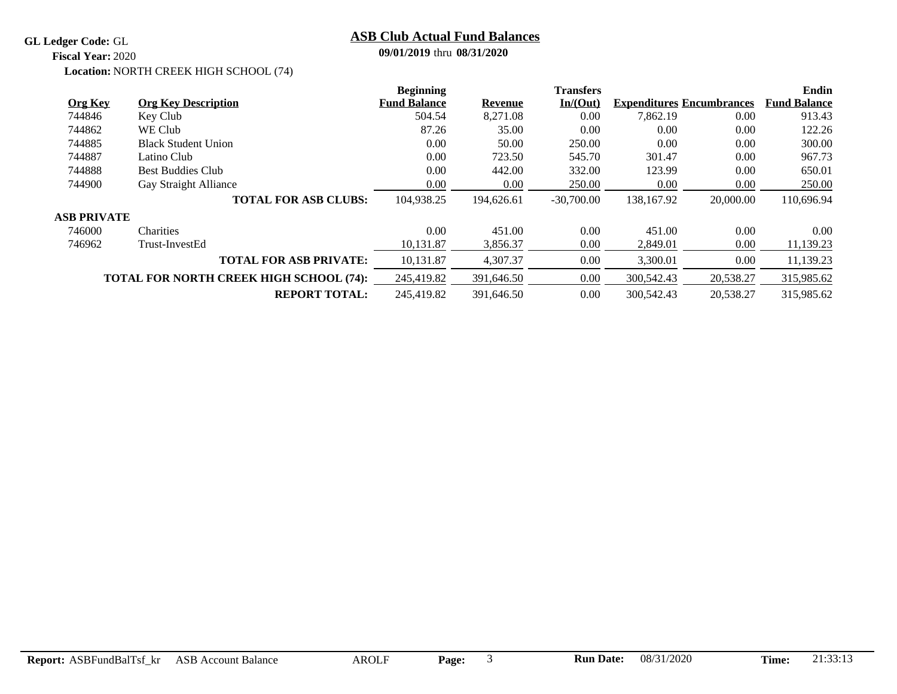**GL Ledger Code:** GL

**Fiscal Year:** 2020

**Location:** NORTH CREEK HIGH SCHOOL (74)

## ASB Club Actual Fund Balances

**09/01/2019** thru **08/31/2020**

| Org Key | Org Key Description | Beginning Fund Balance | Revenue | Transfers In/(Out) | Expenditures | Encumbrances | Endin Fund Balance |
|---|---|---|---|---|---|---|---|
| 744846 | Key Club | 504.54 | 8,271.08 | 0.00 | 7,862.19 | 0.00 | 913.43 |
| 744862 | WE Club | 87.26 | 35.00 | 0.00 | 0.00 | 0.00 | 122.26 |
| 744885 | Black Student Union | 0.00 | 50.00 | 250.00 | 0.00 | 0.00 | 300.00 |
| 744887 | Latino Club | 0.00 | 723.50 | 545.70 | 301.47 | 0.00 | 967.73 |
| 744888 | Best Buddies Club | 0.00 | 442.00 | 332.00 | 123.99 | 0.00 | 650.01 |
| 744900 | Gay Straight Alliance | 0.00 | 0.00 | 250.00 | 0.00 | 0.00 | 250.00 |
| | **TOTAL FOR ASB CLUBS:** | 104,938.25 | 194,626.61 | -30,700.00 | 138,167.92 | 20,000.00 | 110,696.94 |
| **ASB PRIVATE** | | | | | | | |
| 746000 | Charities | 0.00 | 451.00 | 0.00 | 451.00 | 0.00 | 0.00 |
| 746962 | Trust-InvestEd | 10,131.87 | 3,856.37 | 0.00 | 2,849.01 | 0.00 | 11,139.23 |
| | **TOTAL FOR ASB PRIVATE:** | 10,131.87 | 4,307.37 | 0.00 | 3,300.01 | 0.00 | 11,139.23 |
| | **TOTAL FOR NORTH CREEK HIGH SCHOOL (74):** | 245,419.82 | 391,646.50 | 0.00 | 300,542.43 | 20,538.27 | 315,985.62 |
| | **REPORT TOTAL:** | 245,419.82 | 391,646.50 | 0.00 | 300,542.43 | 20,538.27 | 315,985.62 |

**Report:** ASBFundBalTsf_kr ASB Account Balance AROLF **Run Date:** 08/31/2020 **Time:** 21:33:13